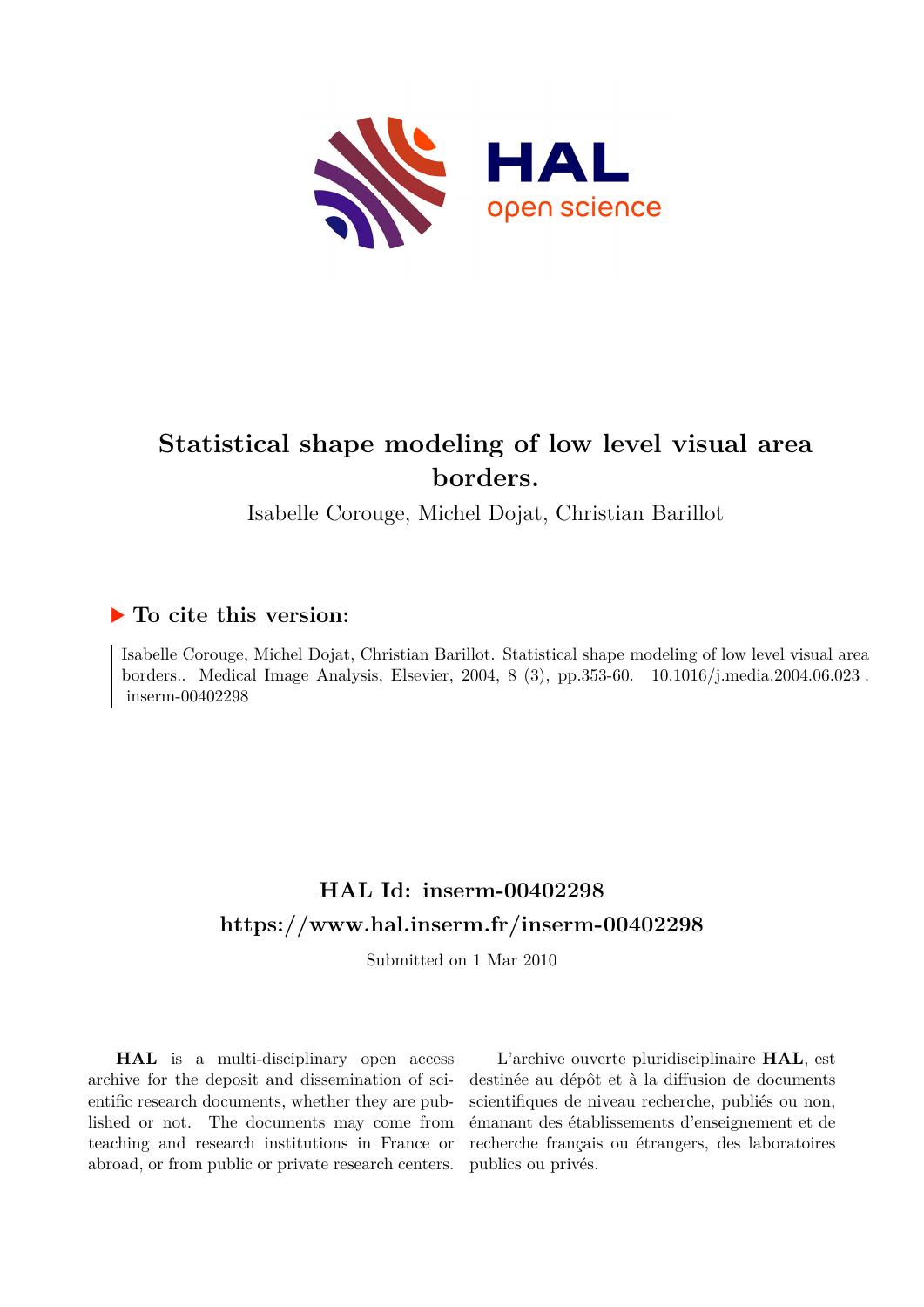# Statistical shape modeling of low level visual area borders.

Isabelle Corouge, Michel Dojat, Christian Barillot

## ▶ To cite this version:

Isabelle Corouge, Michel Dojat, Christian Barillot. Statistical shape modeling of low level visual area borders.. Medical Image Analysis, Elsevier, 2004, 8 (3), pp.353-60. 10.1016/j.media.2004.06.023 . inserm-00402298

## HAL Id: inserm-00402298

## https://www.hal.inserm.fr/inserm-00402298

Submitted on 1 Mar 2010

**HAL** is a multi-disciplinary open access archive for the deposit and dissemination of scientific research documents, whether they are published or not. The documents may come from teaching and research institutions in France or abroad, or from public or private research centers.

L'archive ouverte pluridisciplinaire **HAL**, est destinée au dépôt et à la diffusion de documents scientifiques de niveau recherche, publiés ou non, émanant des établissements d'enseignement et de recherche français ou étrangers, des laboratoires publics ou privés.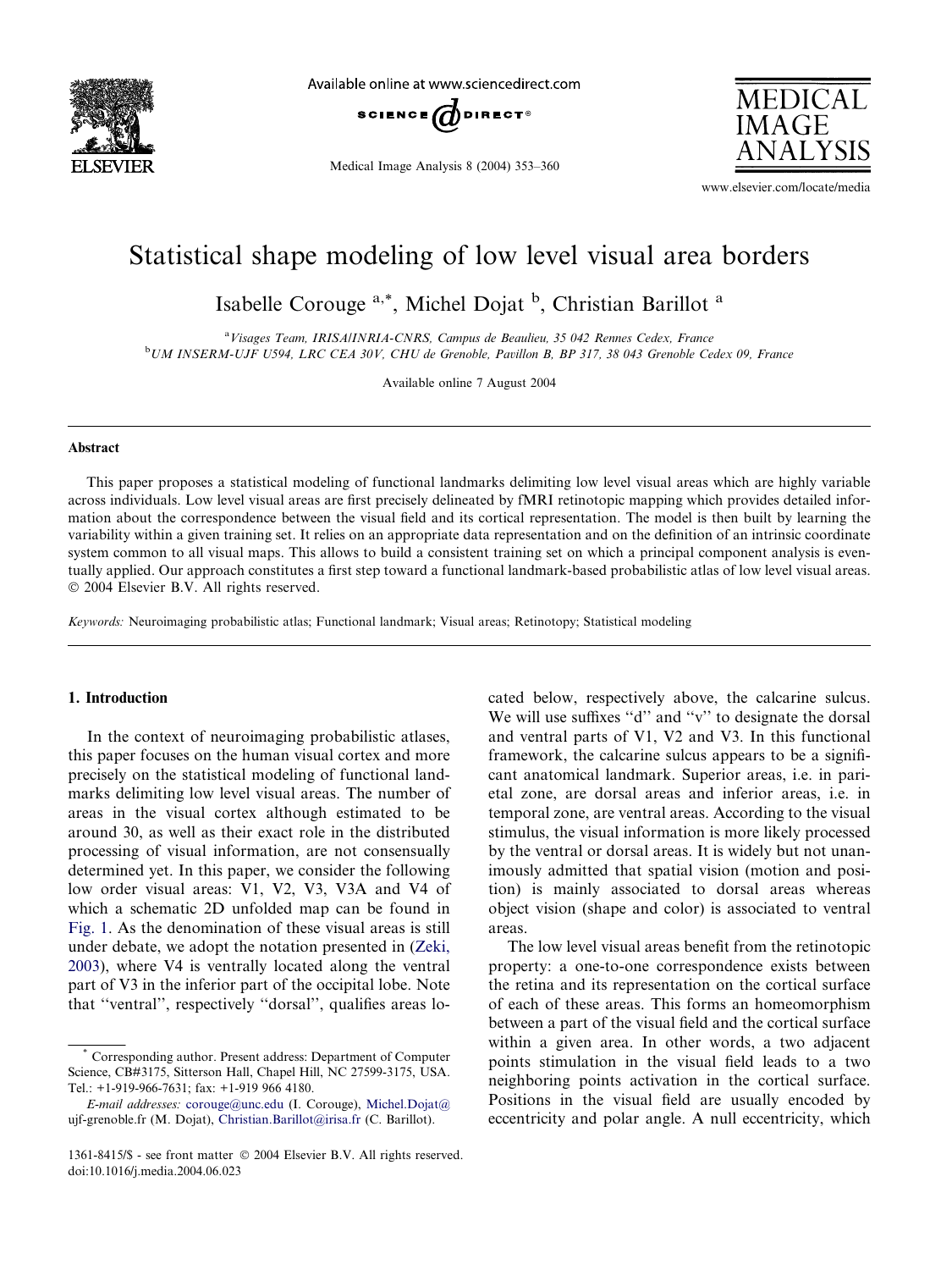# Statistical shape modeling of low level visual area borders

Isabelle Corouge [a,*], Michel Dojat [b], Christian Barillot [a]

[a] *Visages Team, IRISA/INRIA-CNRS, Campus de Beaulieu, 35 042 Rennes Cedex, France*

[b] *UM INSERM-UJF U594, LRC CEA 30V, CHU de Grenoble, Pavillon B, BP 317, 38 043 Grenoble Cedex 09, France*

Available online 7 August 2004

## Abstract

This paper proposes a statistical modeling of functional landmarks delimiting low level visual areas which are highly variable across individuals. Low level visual areas are first precisely delineated by fMRI retinotopic mapping which provides detailed information about the correspondence between the visual field and its cortical representation. The model is then built by learning the variability within a given training set. It relies on an appropriate data representation and on the definition of an intrinsic coordinate system common to all visual maps. This allows to build a consistent training set on which a principal component analysis is eventually applied. Our approach constitutes a first step toward a functional landmark-based probabilistic atlas of low level visual areas.
© 2004 Elsevier B.V. All rights reserved.

*Keywords:* Neuroimaging probabilistic atlas; Functional landmark; Visual areas; Retinotopy; Statistical modeling

## 1. Introduction

In the context of neuroimaging probabilistic atlases, this paper focuses on the human visual cortex and more precisely on the statistical modeling of functional landmarks delimiting low level visual areas. The number of areas in the visual cortex although estimated to be around 30, as well as their exact role in the distributed processing of visual information, are not consensually determined yet. In this paper, we consider the following low order visual areas: V1, V2, V3, V3A and V4 of which a schematic 2D unfolded map can be found in Fig. 1. As the denomination of these visual areas is still under debate, we adopt the notation presented in (Zeki, 2003), where V4 is ventrally located along the ventral part of V3 in the inferior part of the occipital lobe. Note that ''ventral'', respectively ''dorsal'', qualifies areas located below, respectively above, the calcarine sulcus. We will use suffixes ''d'' and ''v'' to designate the dorsal and ventral parts of V1, V2 and V3. In this functional framework, the calcarine sulcus appears to be a significant anatomical landmark. Superior areas, i.e. in parietal zone, are dorsal areas and inferior areas, i.e. in temporal zone, are ventral areas. According to the visual stimulus, the visual information is more likely processed by the ventral or dorsal areas. It is widely but not unanimously admitted that spatial vision (motion and position) is mainly associated to dorsal areas whereas object vision (shape and color) is associated to ventral areas.

The low level visual areas benefit from the retinotopic property: a one-to-one correspondence exists between the retina and its representation on the cortical surface of each of these areas. This forms an homeomorphism between a part of the visual field and the cortical surface within a given area. In other words, a two adjacent points stimulation in the visual field leads to a two neighboring points activation in the cortical surface. Positions in the visual field are usually encoded by eccentricity and polar angle. A null eccentricity, which

---

\* Corresponding author. Present address: Department of Computer Science, CB#3175, Sitterson Hall, Chapel Hill, NC 27599-3175, USA. Tel.: +1-919-966-7631; fax: +1-919 966 4180.

*E-mail addresses:* corouge@unc.edu (I. Corouge), Michel.Dojat@ujf-grenoble.fr (M. Dojat), Christian.Barillot@irisa.fr (C. Barillot).

1361-8415/$ - see front matter © 2004 Elsevier B.V. All rights reserved.
doi:10.1016/j.media.2004.06.023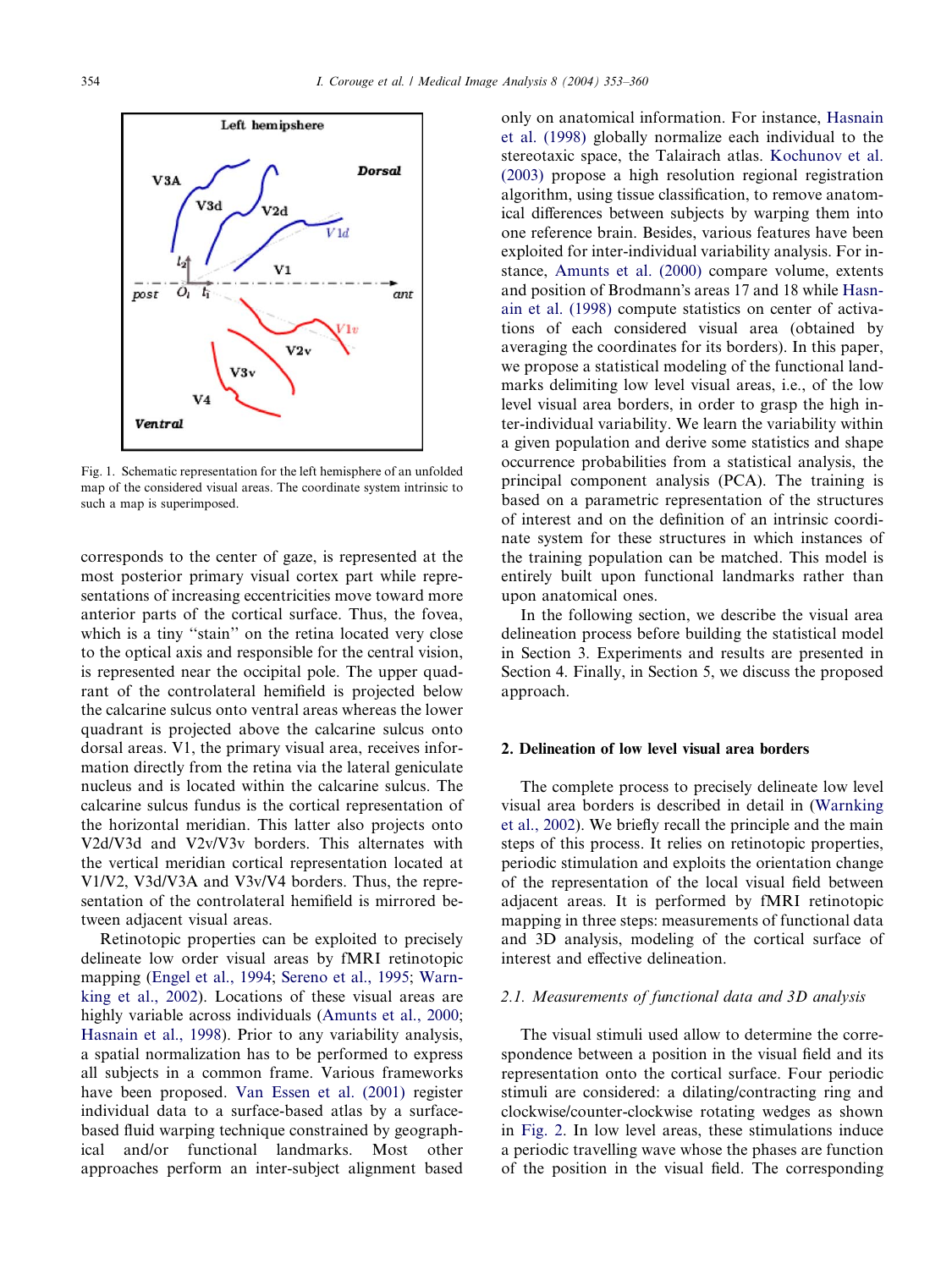Fig. 1. Schematic representation for the left hemisphere of an unfolded map of the considered visual areas. The coordinate system intrinsic to such a map is superimposed.

corresponds to the center of gaze, is represented at the most posterior primary visual cortex part while representations of increasing eccentricities move toward more anterior parts of the cortical surface. Thus, the fovea, which is a tiny "stain" on the retina located very close to the optical axis and responsible for the central vision, is represented near the occipital pole. The upper quadrant of the controlateral hemifield is projected below the calcarine sulcus onto ventral areas whereas the lower quadrant is projected above the calcarine sulcus onto dorsal areas. V1, the primary visual area, receives information directly from the retina via the lateral geniculate nucleus and is located within the calcarine sulcus. The calcarine sulcus fundus is the cortical representation of the horizontal meridian. This latter also projects onto V2d/V3d and V2v/V3v borders. This alternates with the vertical meridian cortical representation located at V1/V2, V3d/V3A and V3v/V4 borders. Thus, the representation of the controlateral hemifield is mirrored between adjacent visual areas.

Retinotopic properties can be exploited to precisely delineate low order visual areas by fMRI retinotopic mapping (Engel et al., 1994; Sereno et al., 1995; Warnking et al., 2002). Locations of these visual areas are highly variable across individuals (Amunts et al., 2000; Hasnain et al., 1998). Prior to any variability analysis, a spatial normalization has to be performed to express all subjects in a common frame. Various frameworks have been proposed. Van Essen et al. (2001) register individual data to a surface-based atlas by a surface-based fluid warping technique constrained by geographical and/or functional landmarks. Most other approaches perform an inter-subject alignment based only on anatomical information. For instance, Hasnain et al. (1998) globally normalize each individual to the stereotaxic space, the Talairach atlas. Kochunov et al. (2003) propose a high resolution regional registration algorithm, using tissue classification, to remove anatomical differences between subjects by warping them into one reference brain. Besides, various features have been exploited for inter-individual variability analysis. For instance, Amunts et al. (2000) compare volume, extents and position of Brodmann's areas 17 and 18 while Hasnain et al. (1998) compute statistics on center of activations of each considered visual area (obtained by averaging the coordinates for its borders). In this paper, we propose a statistical modeling of the functional landmarks delimiting low level visual areas, i.e., of the low level visual area borders, in order to grasp the high inter-individual variability. We learn the variability within a given population and derive some statistics and shape occurrence probabilities from a statistical analysis, the principal component analysis (PCA). The training is based on a parametric representation of the structures of interest and on the definition of an intrinsic coordinate system for these structures in which instances of the training population can be matched. This model is entirely built upon functional landmarks rather than upon anatomical ones.

In the following section, we describe the visual area delineation process before building the statistical model in Section 3. Experiments and results are presented in Section 4. Finally, in Section 5, we discuss the proposed approach.

## 2. Delineation of low level visual area borders

The complete process to precisely delineate low level visual area borders is described in detail in (Warnking et al., 2002). We briefly recall the principle and the main steps of this process. It relies on retinotopic properties, periodic stimulation and exploits the orientation change of the representation of the local visual field between adjacent areas. It is performed by fMRI retinotopic mapping in three steps: measurements of functional data and 3D analysis, modeling of the cortical surface of interest and effective delineation.

### 2.1. Measurements of functional data and 3D analysis

The visual stimuli used allow to determine the correspondence between a position in the visual field and its representation onto the cortical surface. Four periodic stimuli are considered: a dilating/contracting ring and clockwise/counter-clockwise rotating wedges as shown in Fig. 2. In low level areas, these stimulations induce a periodic travelling wave whose the phases are function of the position in the visual field. The corresponding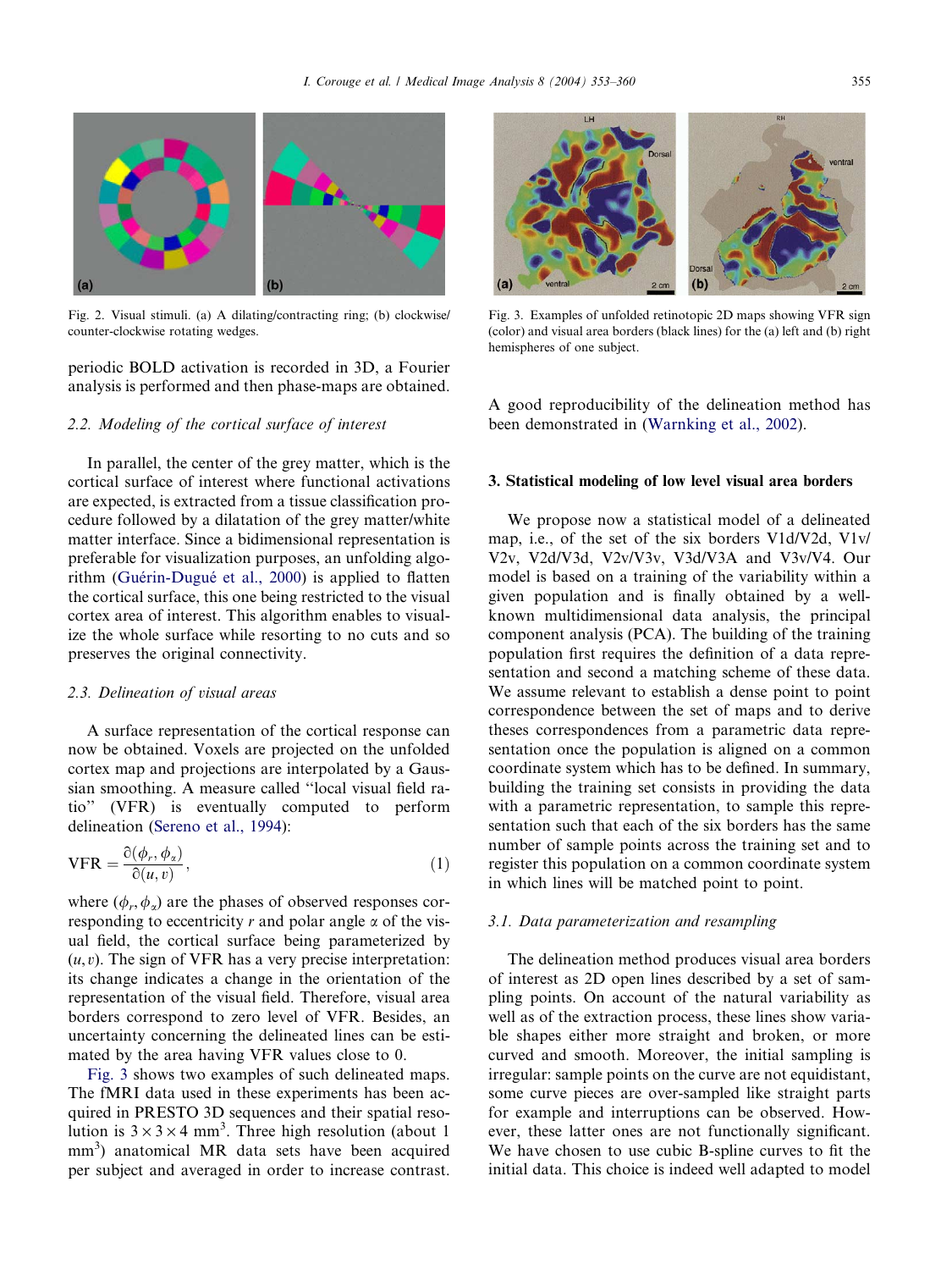Fig. 2. Visual stimuli. (a) A dilating/contracting ring; (b) clockwise/counter-clockwise rotating wedges.

periodic BOLD activation is recorded in 3D, a Fourier analysis is performed and then phase-maps are obtained.

### 2.2. Modeling of the cortical surface of interest

In parallel, the center of the grey matter, which is the cortical surface of interest where functional activations are expected, is extracted from a tissue classification procedure followed by a dilatation of the grey matter/white matter interface. Since a bidimensional representation is preferable for visualization purposes, an unfolding algorithm (Guérin-Dugué et al., 2000) is applied to flatten the cortical surface, this one being restricted to the visual cortex area of interest. This algorithm enables to visualize the whole surface while resorting to no cuts and so preserves the original connectivity.

### 2.3. Delineation of visual areas

A surface representation of the cortical response can now be obtained. Voxels are projected on the unfolded cortex map and projections are interpolated by a Gaussian smoothing. A measure called "local visual field ratio" (VFR) is eventually computed to perform delineation (Sereno et al., 1994):

$$\mathrm{VFR} = \frac{\partial(\phi_r, \phi_\alpha)}{\partial(u, v)}, \tag{1}$$

where $(\phi_r, \phi_\alpha)$ are the phases of observed responses corresponding to eccentricity $r$ and polar angle $\alpha$ of the visual field, the cortical surface being parameterized by $(u, v)$. The sign of VFR has a very precise interpretation: its change indicates a change in the orientation of the representation of the visual field. Therefore, visual area borders correspond to zero level of VFR. Besides, an uncertainty concerning the delineated lines can be estimated by the area having VFR values close to 0.

Fig. 3 shows two examples of such delineated maps. The fMRI data used in these experiments has been acquired in PRESTO 3D sequences and their spatial resolution is $3 \times 3 \times 4$ mm$^3$. Three high resolution (about 1 mm$^3$) anatomical MR data sets have been acquired per subject and averaged in order to increase contrast.

Fig. 3. Examples of unfolded retinotopic 2D maps showing VFR sign (color) and visual area borders (black lines) for the (a) left and (b) right hemispheres of one subject.

A good reproducibility of the delineation method has been demonstrated in (Warnking et al., 2002).

## 3. Statistical modeling of low level visual area borders

We propose now a statistical model of a delineated map, i.e., of the set of the six borders V1d/V2d, V1v/V2v, V2d/V3d, V2v/V3v, V3d/V3A and V3v/V4. Our model is based on a training of the variability within a given population and is finally obtained by a well-known multidimensional data analysis, the principal component analysis (PCA). The building of the training population first requires the definition of a data representation and second a matching scheme of these data. We assume relevant to establish a dense point to point correspondence between the set of maps and to derive theses correspondences from a parametric data representation once the population is aligned on a common coordinate system which has to be defined. In summary, building the training set consists in providing the data with a parametric representation, to sample this representation such that each of the six borders has the same number of sample points across the training set and to register this population on a common coordinate system in which lines will be matched point to point.

### 3.1. Data parameterization and resampling

The delineation method produces visual area borders of interest as 2D open lines described by a set of sampling points. On account of the natural variability as well as of the extraction process, these lines show variable shapes either more straight and broken, or more curved and smooth. Moreover, the initial sampling is irregular: sample points on the curve are not equidistant, some curve pieces are over-sampled like straight parts for example and interruptions can be observed. However, these latter ones are not functionally significant. We have chosen to use cubic B-spline curves to fit the initial data. This choice is indeed well adapted to model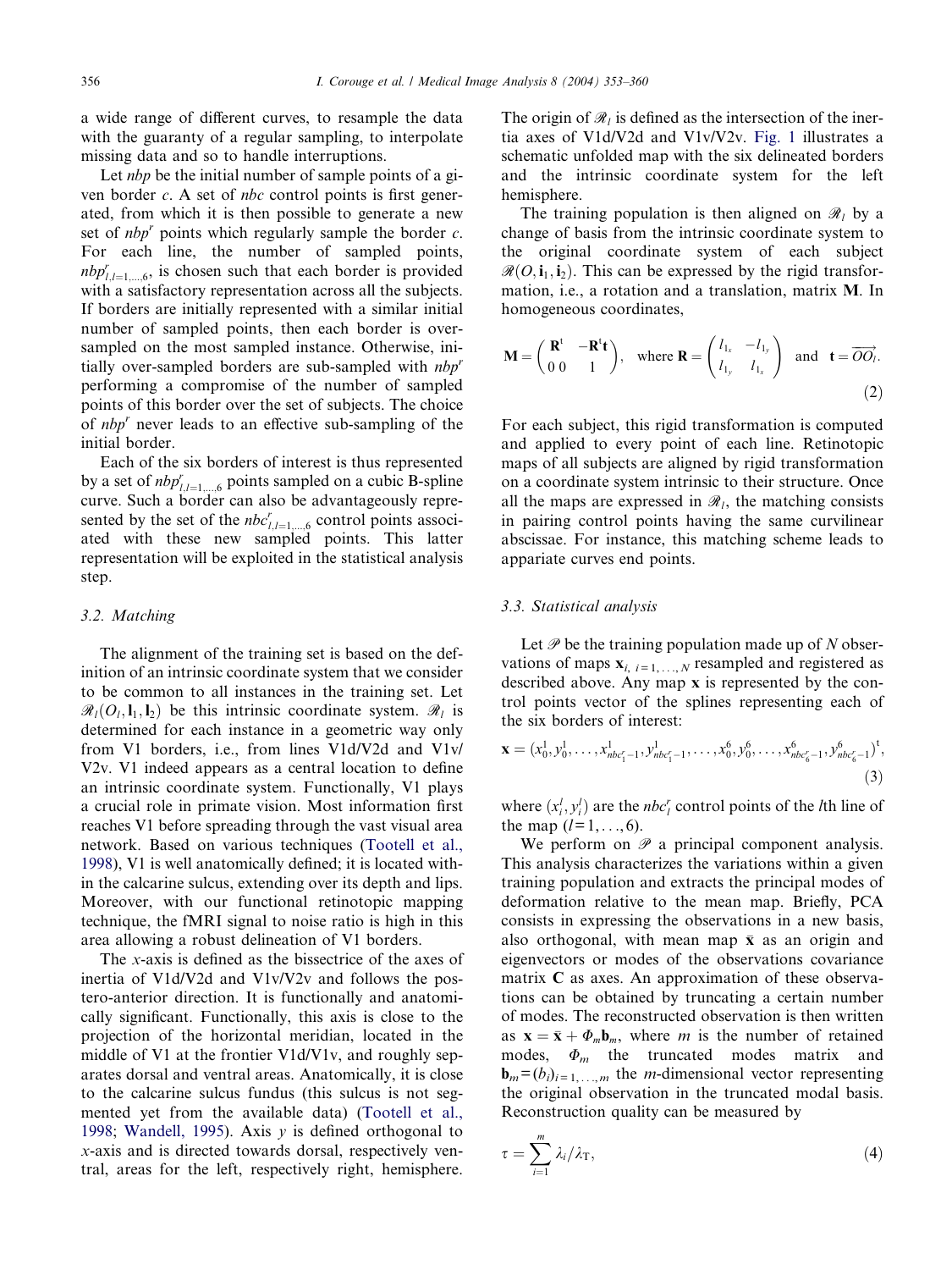a wide range of different curves, to resample the data with the guaranty of a regular sampling, to interpolate missing data and so to handle interruptions.

Let *nbp* be the initial number of sample points of a given border *c*. A set of *nbc* control points is first generated, from which it is then possible to generate a new set of $nbp^r$ points which regularly sample the border *c*. For each line, the number of sampled points, $nbp^r_{l,l=1,\ldots,6}$, is chosen such that each border is provided with a satisfactory representation across all the subjects. If borders are initially represented with a similar initial number of sampled points, then each border is over-sampled on the most sampled instance. Otherwise, initially over-sampled borders are sub-sampled with $nbp^r$ performing a compromise of the number of sampled points of this border over the set of subjects. The choice of $nbp^r$ never leads to an effective sub-sampling of the initial border.

Each of the six borders of interest is thus represented by a set of $nbp^r_{l,l=1,\ldots,6}$ points sampled on a cubic B-spline curve. Such a border can also be advantageously represented by the set of the $nbc^r_{l,l=1,\ldots,6}$ control points associated with these new sampled points. This latter representation will be exploited in the statistical analysis step.

### 3.2. Matching

The alignment of the training set is based on the definition of an intrinsic coordinate system that we consider to be common to all instances in the training set. Let $\mathscr{R}_l(O_l, \mathbf{l}_1, \mathbf{l}_2)$ be this intrinsic coordinate system. $\mathscr{R}_l$ is determined for each instance in a geometric way only from V1 borders, i.e., from lines V1d/V2d and V1v/V2v. V1 indeed appears as a central location to define an intrinsic coordinate system. Functionally, V1 plays a crucial role in primate vision. Most information first reaches V1 before spreading through the vast visual area network. Based on various techniques (Tootell et al., 1998), V1 is well anatomically defined; it is located within the calcarine sulcus, extending over its depth and lips. Moreover, with our functional retinotopic mapping technique, the fMRI signal to noise ratio is high in this area allowing a robust delineation of V1 borders.

The *x*-axis is defined as the bissectrice of the axes of inertia of V1d/V2d and V1v/V2v and follows the postero-anterior direction. It is functionally and anatomically significant. Functionally, this axis is close to the projection of the horizontal meridian, located in the middle of V1 at the frontier V1d/V1v, and roughly separates dorsal and ventral areas. Anatomically, it is close to the calcarine sulcus fundus (this sulcus is not segmented yet from the available data) (Tootell et al., 1998; Wandell, 1995). Axis *y* is defined orthogonal to *x*-axis and is directed towards dorsal, respectively ventral, areas for the left, respectively right, hemisphere. The origin of $\mathscr{R}_l$ is defined as the intersection of the inertia axes of V1d/V2d and V1v/V2v. Fig. 1 illustrates a schematic unfolded map with the six delineated borders and the intrinsic coordinate system for the left hemisphere.

The training population is then aligned on $\mathscr{R}_l$ by a change of basis from the intrinsic coordinate system to the original coordinate system of each subject $\mathscr{R}(O, \mathbf{i}_1, \mathbf{i}_2)$. This can be expressed by the rigid transformation, i.e., a rotation and a translation, matrix $\mathbf{M}$. In homogeneous coordinates,

$$\mathbf{M} = \begin{pmatrix} \mathbf{R}^{t} & -\mathbf{R}^{t}\mathbf{t} \\ 0\;0 & 1 \end{pmatrix}, \quad \text{where } \mathbf{R} = \begin{pmatrix} l_{1_x} & -l_{1_y} \\ l_{1_y} & l_{1_x} \end{pmatrix} \quad \text{and} \quad \mathbf{t} = \overrightarrow{OO_l}. \tag{2}$$

For each subject, this rigid transformation is computed and applied to every point of each line. Retinotopic maps of all subjects are aligned by rigid transformation on a coordinate system intrinsic to their structure. Once all the maps are expressed in $\mathscr{R}_l$, the matching consists in pairing control points having the same curvilinear abscissae. For instance, this matching scheme leads to appariate curves end points.

### 3.3. Statistical analysis

Let $\mathscr{P}$ be the training population made up of *N* observations of maps $\mathbf{x}_{i,\ i=1,\ldots,N}$ resampled and registered as described above. Any map $\mathbf{x}$ is represented by the control points vector of the splines representing each of the six borders of interest:

$$\mathbf{x} = (x_0^1, y_0^1, \ldots, x^1_{nbc^r_1-1}, y^1_{nbc^r_1-1}, \ldots, x_0^6, y_0^6, \ldots, x^6_{nbc^r_6-1}, y^6_{nbc^r_6-1})^{t}, \tag{3}$$

where $(x_i^l, y_i^l)$ are the $nbc^r_l$ control points of the *l*th line of the map ($l = 1, \ldots, 6$).

We perform on $\mathscr{P}$ a principal component analysis. This analysis characterizes the variations within a given training population and extracts the principal modes of deformation relative to the mean map. Briefly, PCA consists in expressing the observations in a new basis, also orthogonal, with mean map $\bar{\mathbf{x}}$ as an origin and eigenvectors or modes of the observations covariance matrix $\mathbf{C}$ as axes. An approximation of these observations can be obtained by truncating a certain number of modes. The reconstructed observation is then written as $\mathbf{x} = \bar{\mathbf{x}} + \Phi_m \mathbf{b}_m$, where *m* is the number of retained modes, $\Phi_m$ the truncated modes matrix and $\mathbf{b}_m = (b_i)_{i=1,\ldots,m}$ the *m*-dimensional vector representing the original observation in the truncated modal basis. Reconstruction quality can be measured by

$$\tau = \sum_{i=1}^{m} \lambda_i / \lambda_{\mathrm{T}}, \tag{4}$$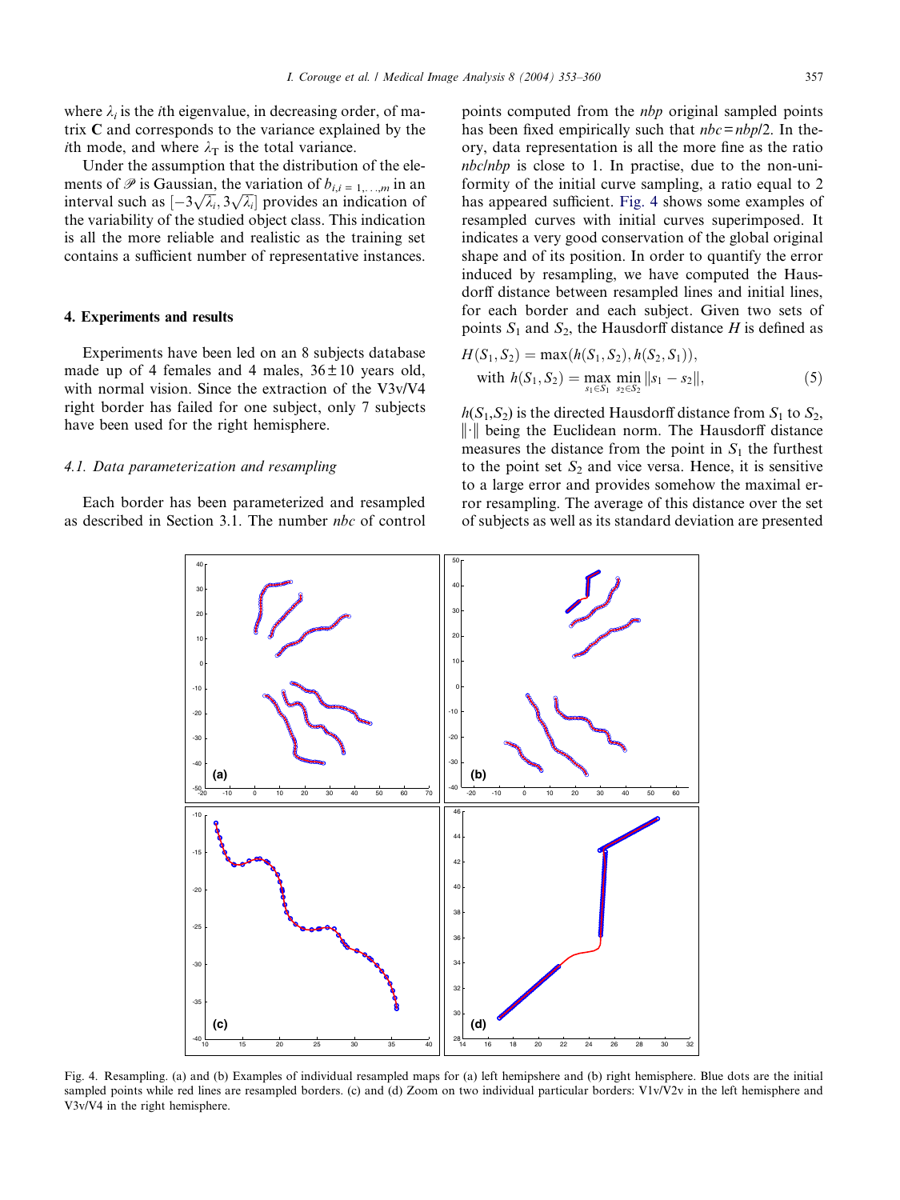where $\lambda_i$ is the $i$th eigenvalue, in decreasing order, of matrix $\mathbf{C}$ and corresponds to the variance explained by the $i$th mode, and where $\lambda_T$ is the total variance.

Under the assumption that the distribution of the elements of $\mathscr{P}$ is Gaussian, the variation of $b_{i,i=1,\ldots,m}$ in an interval such as $[-3\sqrt{\lambda_i}, 3\sqrt{\lambda_i}]$ provides an indication of the variability of the studied object class. This indication is all the more reliable and realistic as the training set contains a sufficient number of representative instances.

## 4. Experiments and results

Experiments have been led on an 8 subjects database made up of 4 females and 4 males, $36 \pm 10$ years old, with normal vision. Since the extraction of the V3v/V4 right border has failed for one subject, only 7 subjects have been used for the right hemisphere.

### 4.1. Data parameterization and resampling

Each border has been parameterized and resampled as described in Section 3.1. The number *nbc* of control points computed from the *nbp* original sampled points has been fixed empirically such that *nbc* = *nbp*/2. In theory, data representation is all the more fine as the ratio *nbc*/*nbp* is close to 1. In practise, due to the non-uniformity of the initial curve sampling, a ratio equal to 2 has appeared sufficient. Fig. 4 shows some examples of resampled curves with initial curves superimposed. It indicates a very good conservation of the global original shape and of its position. In order to quantify the error induced by resampling, we have computed the Hausdorff distance between resampled lines and initial lines, for each border and each subject. Given two sets of points $S_1$ and $S_2$, the Hausdorff distance $H$ is defined as

$$H(S_1, S_2) = \max(h(S_1, S_2), h(S_2, S_1)),$$
$$\text{with } h(S_1, S_2) = \max_{s_1 \in S_1} \min_{s_2 \in S_2} \|s_1 - s_2\|, \tag{5}$$

$h(S_1,S_2)$ is the directed Hausdorff distance from $S_1$ to $S_2$, $\|\cdot\|$ being the Euclidean norm. The Hausdorff distance measures the distance from the point in $S_1$ the furthest to the point set $S_2$ and vice versa. Hence, it is sensitive to a large error and provides somehow the maximal error resampling. The average of this distance over the set of subjects as well as its standard deviation are presented

Fig. 4. Resampling. (a) and (b) Examples of individual resampled maps for (a) left hemisphere and (b) right hemisphere. Blue dots are the initial sampled points while red lines are resampled borders. (c) and (d) Zoom on two individual particular borders: V1v/V2v in the left hemisphere and V3v/V4 in the right hemisphere.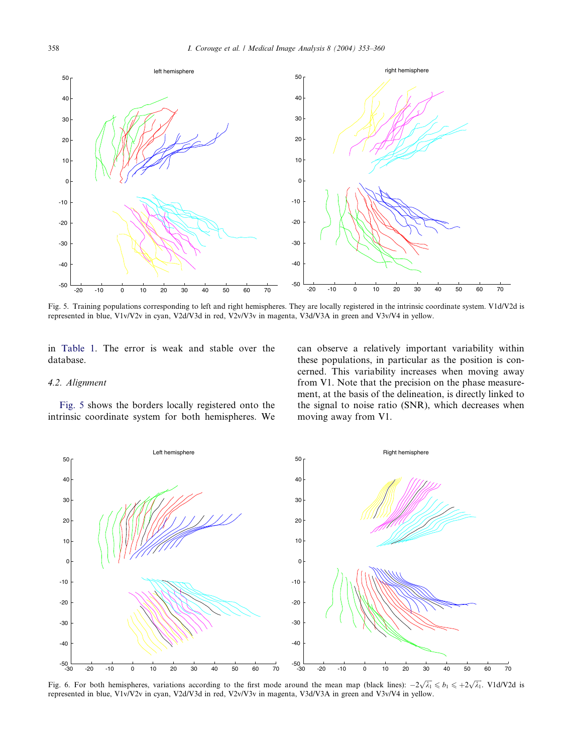Fig. 5. Training populations corresponding to left and right hemispheres. They are locally registered in the intrinsic coordinate system. V1d/V2d is represented in blue, V1v/V2v in cyan, V2d/V3d in red, V2v/V3v in magenta, V3d/V3A in green and V3v/V4 in yellow.

in Table 1. The error is weak and stable over the database.

### 4.2. Alignment

Fig. 5 shows the borders locally registered onto the intrinsic coordinate system for both hemispheres. We can observe a relatively important variability within these populations, in particular as the position is concerned. This variability increases when moving away from V1. Note that the precision on the phase measurement, at the basis of the delineation, is directly linked to the signal to noise ratio (SNR), which decreases when moving away from V1.

Fig. 6. For both hemispheres, variations according to the first mode around the mean map (black lines): $-2\sqrt{\lambda_1} \leqslant b_1 \leqslant +2\sqrt{\lambda_1}$. V1d/V2d is represented in blue, V1v/V2v in cyan, V2d/V3d in red, V2v/V3v in magenta, V3d/V3A in green and V3v/V4 in yellow.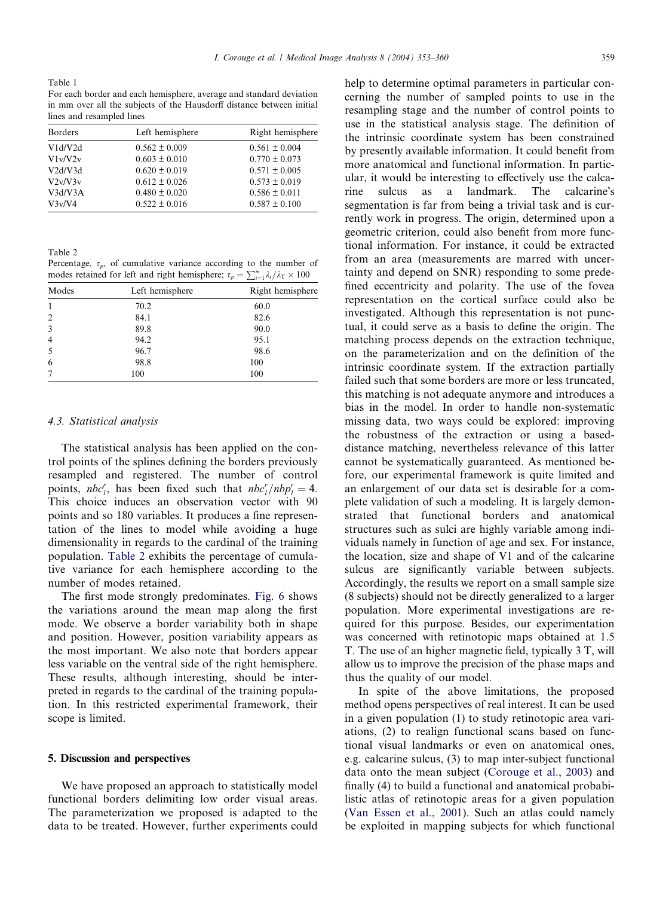Table 1
For each border and each hemisphere, average and standard deviation in mm over all the subjects of the Hausdorff distance between initial lines and resampled lines

| Borders | Left hemisphere | Right hemisphere |
|---|---|---|
| V1d/V2d | 0.562 ± 0.009 | 0.561 ± 0.004 |
| V1v/V2v | 0.603 ± 0.010 | 0.770 ± 0.073 |
| V2d/V3d | 0.620 ± 0.019 | 0.571 ± 0.005 |
| V2v/V3v | 0.612 ± 0.026 | 0.573 ± 0.019 |
| V3d/V3A | 0.480 ± 0.020 | 0.586 ± 0.011 |
| V3v/V4 | 0.522 ± 0.016 | 0.587 ± 0.100 |

Table 2
Percentage, $\tau_p$, of cumulative variance according to the number of modes retained for left and right hemisphere; $\tau_p = \sum_{i=1}^{m} \lambda_i / \lambda_T \times 100$

| Modes | Left hemisphere | Right hemisphere |
|---|---|---|
| 1 | 70.2 | 60.0 |
| 2 | 84.1 | 82.6 |
| 3 | 89.8 | 90.0 |
| 4 | 94.2 | 95.1 |
| 5 | 96.7 | 98.6 |
| 6 | 98.8 | 100 |
| 7 | 100 | 100 |

### 4.3. Statistical analysis

The statistical analysis has been applied on the control points of the splines defining the borders previously resampled and registered. The number of control points, $nbc_l^r$, has been fixed such that $nbc_l^r / nbp_l^r = 4$. This choice induces an observation vector with 90 points and so 180 variables. It produces a fine representation of the lines to model while avoiding a huge dimensionality in regards to the cardinal of the training population. Table 2 exhibits the percentage of cumulative variance for each hemisphere according to the number of modes retained.

The first mode strongly predominates. Fig. 6 shows the variations around the mean map along the first mode. We observe a border variability both in shape and position. However, position variability appears as the most important. We also note that borders appear less variable on the ventral side of the right hemisphere. These results, although interesting, should be interpreted in regards to the cardinal of the training population. In this restricted experimental framework, their scope is limited.

## 5. Discussion and perspectives

We have proposed an approach to statistically model functional borders delimiting low order visual areas. The parameterization we proposed is adapted to the data to be treated. However, further experiments could help to determine optimal parameters in particular concerning the number of sampled points to use in the resampling stage and the number of control points to use in the statistical analysis stage. The definition of the intrinsic coordinate system has been constrained by presently available information. It could benefit from more anatomical and functional information. In particular, it would be interesting to effectively use the calcarine sulcus as a landmark. The calcarine's segmentation is far from being a trivial task and is currently work in progress. The origin, determined upon a geometric criterion, could also benefit from more functional information. For instance, it could be extracted from an area (measurements are marred with uncertainty and depend on SNR) responding to some predefined eccentricity and polarity. The use of the fovea representation on the cortical surface could also be investigated. Although this representation is not punctual, it could serve as a basis to define the origin. The matching process depends on the extraction technique, on the parameterization and on the definition of the intrinsic coordinate system. If the extraction partially failed such that some borders are more or less truncated, this matching is not adequate anymore and introduces a bias in the model. In order to handle non-systematic missing data, two ways could be explored: improving the robustness of the extraction or using a based-distance matching, nevertheless relevance of this latter cannot be systematically guaranteed. As mentioned before, our experimental framework is quite limited and an enlargement of our data set is desirable for a complete validation of such a modeling. It is largely demonstrated that functional borders and anatomical structures such as sulci are highly variable among individuals namely in function of age and sex. For instance, the location, size and shape of V1 and of the calcarine sulcus are significantly variable between subjects. Accordingly, the results we report on a small sample size (8 subjects) should not be directly generalized to a larger population. More experimental investigations are required for this purpose. Besides, our experimentation was concerned with retinotopic maps obtained at 1.5 T. The use of an higher magnetic field, typically 3 T, will allow us to improve the precision of the phase maps and thus the quality of our model.

In spite of the above limitations, the proposed method opens perspectives of real interest. It can be used in a given population (1) to study retinotopic area variations, (2) to realign functional scans based on functional visual landmarks or even on anatomical ones, e.g. calcarine sulcus, (3) to map inter-subject functional data onto the mean subject (Corouge et al., 2003) and finally (4) to build a functional and anatomical probabilistic atlas of retinotopic areas for a given population (Van Essen et al., 2001). Such an atlas could namely be exploited in mapping subjects for which functional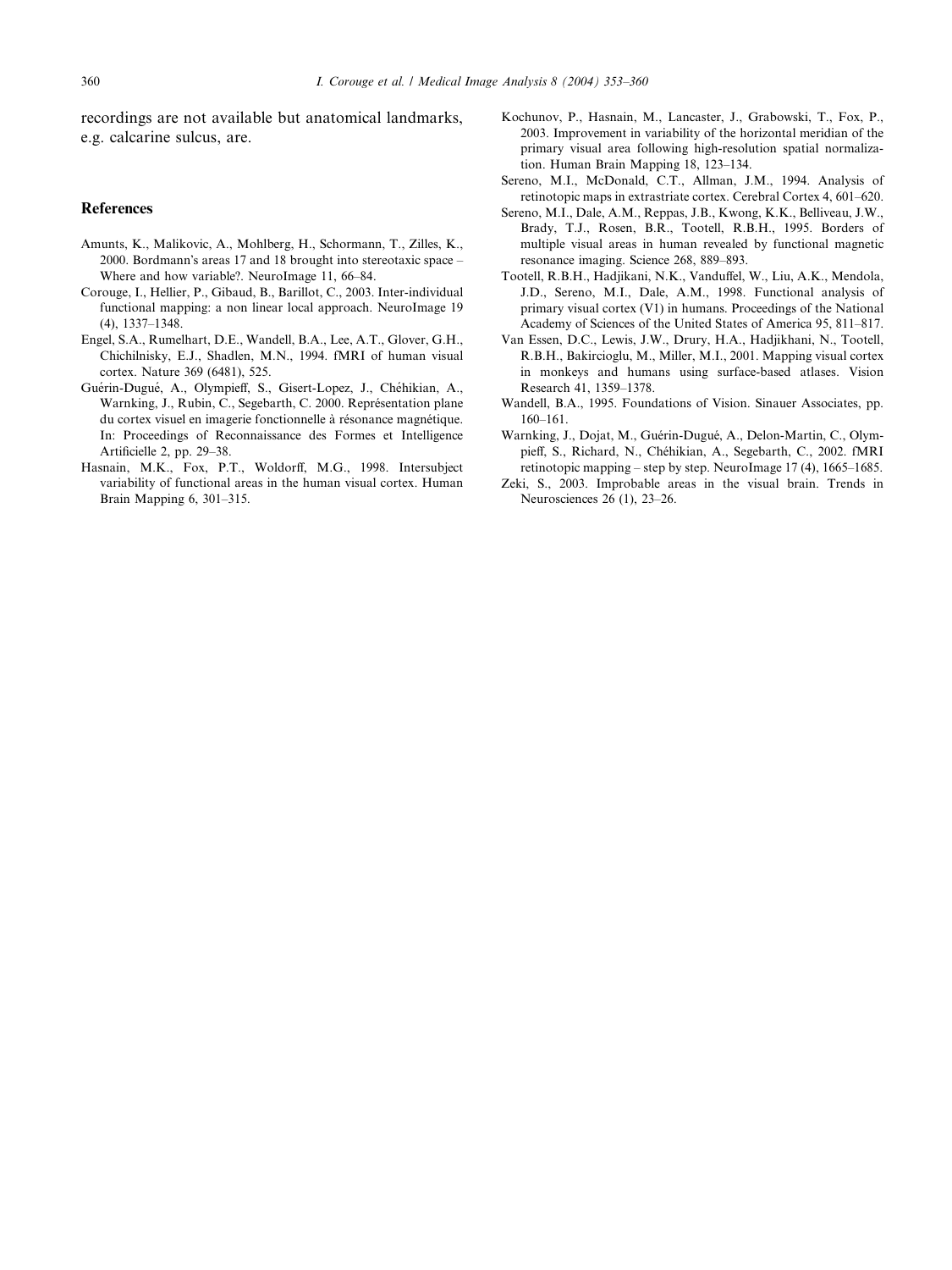recordings are not available but anatomical landmarks, e.g. calcarine sulcus, are.

## References

Amunts, K., Malikovic, A., Mohlberg, H., Schormann, T., Zilles, K., 2000. Bordmann's areas 17 and 18 brought into stereotaxic space – Where and how variable?. NeuroImage 11, 66–84.

Corouge, I., Hellier, P., Gibaud, B., Barillot, C., 2003. Inter-individual functional mapping: a non linear local approach. NeuroImage 19 (4), 1337–1348.

Engel, S.A., Rumelhart, D.E., Wandell, B.A., Lee, A.T., Glover, G.H., Chichilnisky, E.J., Shadlen, M.N., 1994. fMRI of human visual cortex. Nature 369 (6481), 525.

Guérin-Dugué, A., Olympieff, S., Gisert-Lopez, J., Chéhikian, A., Warnking, J., Rubin, C., Segebarth, C. 2000. Représentation plane du cortex visuel en imagerie fonctionnelle à résonance magnétique. In: Proceedings of Reconnaissance des Formes et Intelligence Artificielle 2, pp. 29–38.

Hasnain, M.K., Fox, P.T., Woldorff, M.G., 1998. Intersubject variability of functional areas in the human visual cortex. Human Brain Mapping 6, 301–315.

Kochunov, P., Hasnain, M., Lancaster, J., Grabowski, T., Fox, P., 2003. Improvement in variability of the horizontal meridian of the primary visual area following high-resolution spatial normalization. Human Brain Mapping 18, 123–134.

Sereno, M.I., McDonald, C.T., Allman, J.M., 1994. Analysis of retinotopic maps in extrastriate cortex. Cerebral Cortex 4, 601–620.

Sereno, M.I., Dale, A.M., Reppas, J.B., Kwong, K.K., Belliveau, J.W., Brady, T.J., Rosen, B.R., Tootell, R.B.H., 1995. Borders of multiple visual areas in human revealed by functional magnetic resonance imaging. Science 268, 889–893.

Tootell, R.B.H., Hadjikani, N.K., Vanduffel, W., Liu, A.K., Mendola, J.D., Sereno, M.I., Dale, A.M., 1998. Functional analysis of primary visual cortex (V1) in humans. Proceedings of the National Academy of Sciences of the United States of America 95, 811–817.

Van Essen, D.C., Lewis, J.W., Drury, H.A., Hadjikhani, N., Tootell, R.B.H., Bakircioglu, M., Miller, M.I., 2001. Mapping visual cortex in monkeys and humans using surface-based atlases. Vision Research 41, 1359–1378.

Wandell, B.A., 1995. Foundations of Vision. Sinauer Associates, pp. 160–161.

Warnking, J., Dojat, M., Guérin-Dugué, A., Delon-Martin, C., Olympieff, S., Richard, N., Chéhikian, A., Segebarth, C., 2002. fMRI retinotopic mapping – step by step. NeuroImage 17 (4), 1665–1685.

Zeki, S., 2003. Improbable areas in the visual brain. Trends in Neurosciences 26 (1), 23–26.